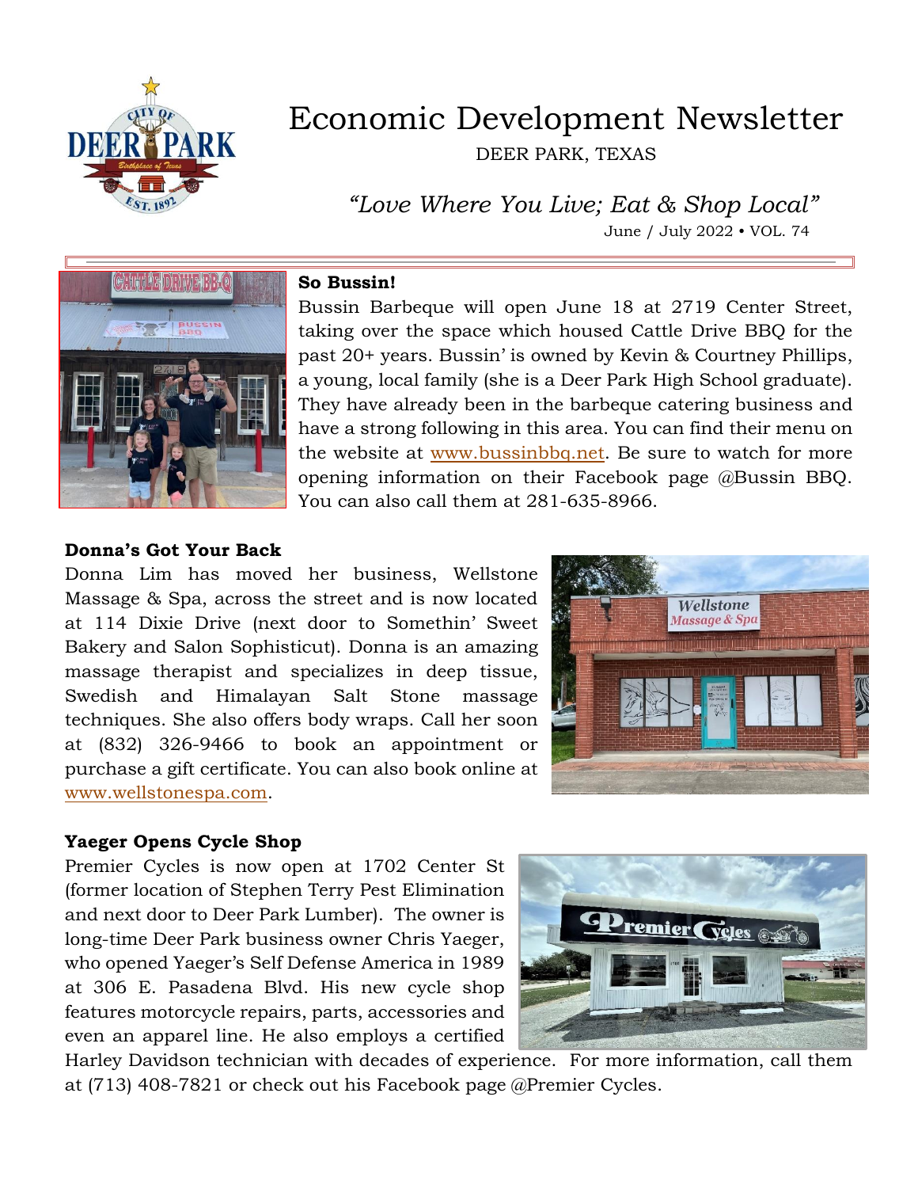# Economic Development Newsletter

DEER PARK, TEXAS

*"Love Where You Live; Eat & Shop Local"*

June / July 2022 • VOL. 74

**So Bussin!**

Bussin Barbeque will open June 18 at 2719 Center Street, taking over the space which housed Cattle Drive BBQ for the past 20+ years. Bussin' is owned by Kevin & Courtney Phillips, a young, local family (she is a Deer Park High School graduate). They have already been in the barbeque catering business and have a strong following in this area. You can find their menu on the website at www.bussinbbq.net. Be sure to watch for more opening information on their Facebook page @Bussin BBQ. You can also call them at 281-635-8966.

**Donna's Got Your Back**

Donna Lim has moved her business, Wellstone Massage & Spa, across the street and is now located at 114 Dixie Drive (next door to Somethin' Sweet Bakery and Salon Sophisticut). Donna is an amazing massage therapist and specializes in deep tissue, Swedish and Himalayan Salt Stone massage techniques. She also offers body wraps. Call her soon at (832) 326-9466 to book an appointment or purchase a gift certificate. You can also book online at www.wellstonespa.com.

**Yaeger Opens Cycle Shop**

Premier Cycles is now open at 1702 Center St (former location of Stephen Terry Pest Elimination and next door to Deer Park Lumber). The owner is long-time Deer Park business owner Chris Yaeger, who opened Yaeger's Self Defense America in 1989 at 306 E. Pasadena Blvd. His new cycle shop features motorcycle repairs, parts, accessories and even an apparel line. He also employs a certified Harley Davidson technician with decades of experience. For more information, call them at (713) 408-7821 or check out his Facebook page @Premier Cycles.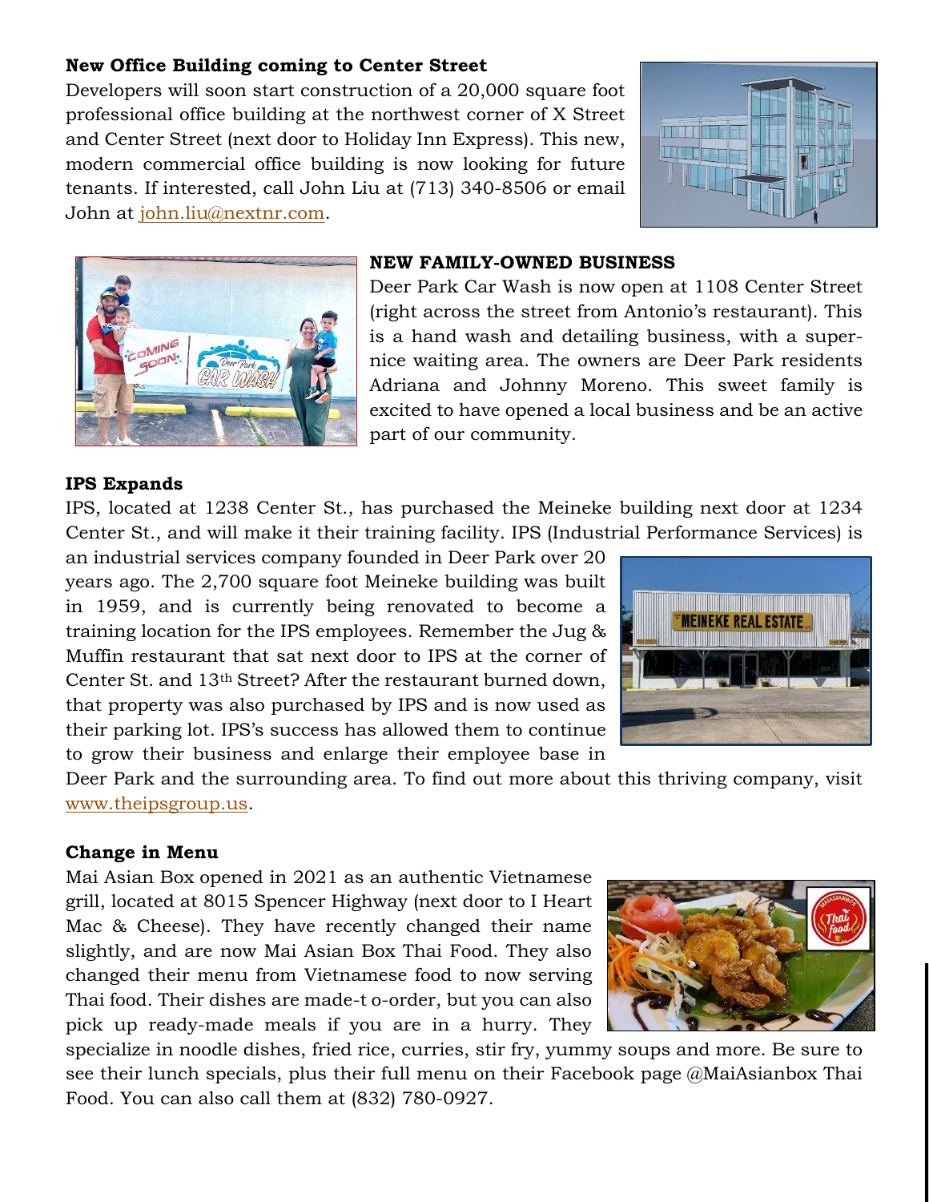**New Office Building coming to Center Street**

Developers will soon start construction of a 20,000 square foot professional office building at the northwest corner of X Street and Center Street (next door to Holiday Inn Express). This new, modern commercial office building is now looking for future tenants. If interested, call John Liu at (713) 340-8506 or email John at john.liu@nextnr.com.

**NEW FAMILY-OWNED BUSINESS**

Deer Park Car Wash is now open at 1108 Center Street (right across the street from Antonio's restaurant). This is a hand wash and detailing business, with a super-nice waiting area. The owners are Deer Park residents Adriana and Johnny Moreno. This sweet family is excited to have opened a local business and be an active part of our community.

**IPS Expands**

IPS, located at 1238 Center St., has purchased the Meineke building next door at 1234 Center St., and will make it their training facility. IPS (Industrial Performance Services) is an industrial services company founded in Deer Park over 20 years ago. The 2,700 square foot Meineke building was built in 1959, and is currently being renovated to become a training location for the IPS employees. Remember the Jug & Muffin restaurant that sat next door to IPS at the corner of Center St. and 13th Street? After the restaurant burned down, that property was also purchased by IPS and is now used as their parking lot. IPS's success has allowed them to continue to grow their business and enlarge their employee base in Deer Park and the surrounding area. To find out more about this thriving company, visit www.theipsgroup.us.

**Change in Menu**

Mai Asian Box opened in 2021 as an authentic Vietnamese grill, located at 8015 Spencer Highway (next door to I Heart Mac & Cheese). They have recently changed their name slightly, and are now Mai Asian Box Thai Food. They also changed their menu from Vietnamese food to now serving Thai food. Their dishes are made-t o-order, but you can also pick up ready-made meals if you are in a hurry. They specialize in noodle dishes, fried rice, curries, stir fry, yummy soups and more. Be sure to see their lunch specials, plus their full menu on their Facebook page @MaiAsianbox Thai Food. You can also call them at (832) 780-0927.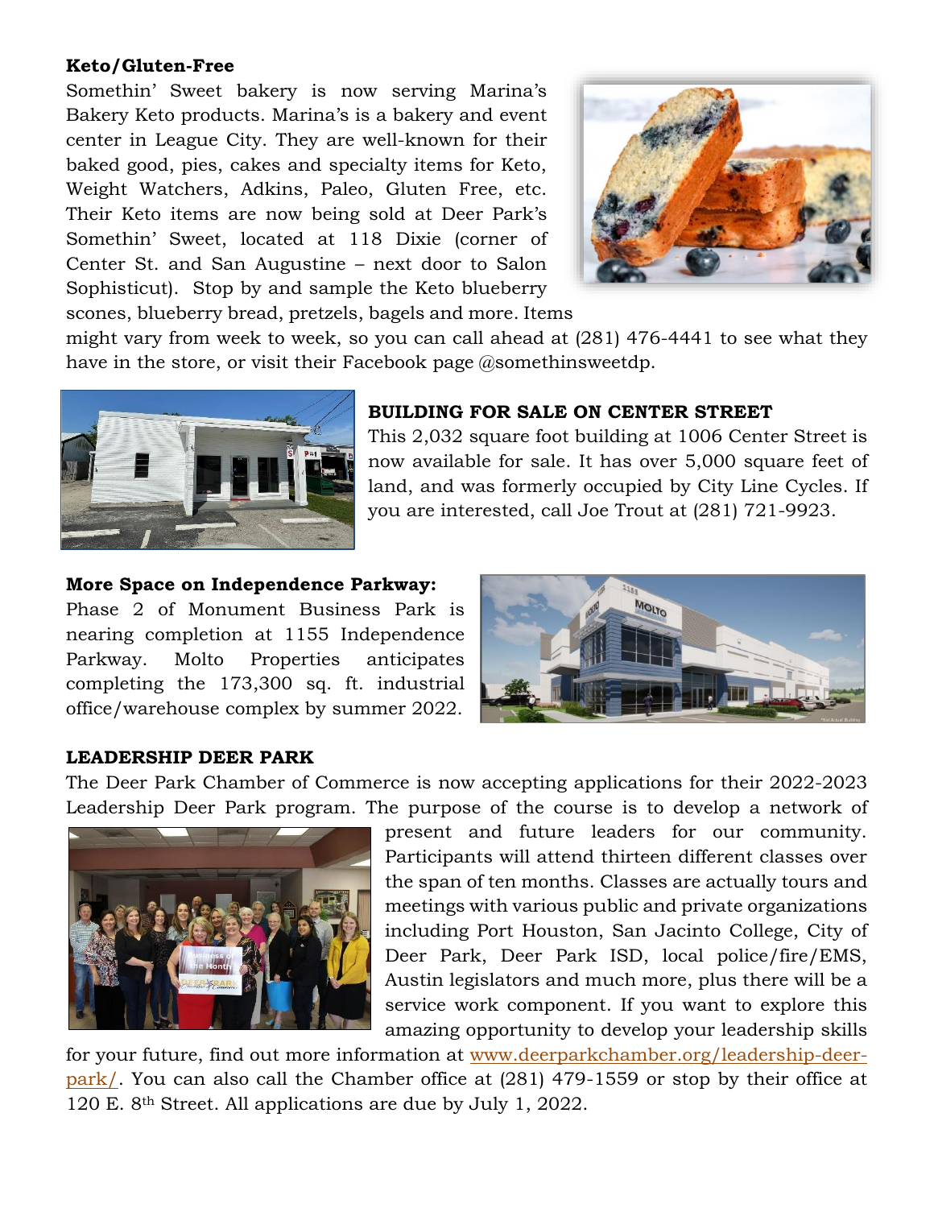**Keto/Gluten-Free**

Somethin' Sweet bakery is now serving Marina's Bakery Keto products. Marina's is a bakery and event center in League City. They are well-known for their baked good, pies, cakes and specialty items for Keto, Weight Watchers, Adkins, Paleo, Gluten Free, etc. Their Keto items are now being sold at Deer Park's Somethin' Sweet, located at 118 Dixie (corner of Center St. and San Augustine – next door to Salon Sophisticut). Stop by and sample the Keto blueberry scones, blueberry bread, pretzels, bagels and more. Items might vary from week to week, so you can call ahead at (281) 476-4441 to see what they have in the store, or visit their Facebook page @somethinsweetdp.

**BUILDING FOR SALE ON CENTER STREET**

This 2,032 square foot building at 1006 Center Street is now available for sale. It has over 5,000 square feet of land, and was formerly occupied by City Line Cycles. If you are interested, call Joe Trout at (281) 721-9923.

**More Space on Independence Parkway:**

Phase 2 of Monument Business Park is nearing completion at 1155 Independence Parkway. Molto Properties anticipates completing the 173,300 sq. ft. industrial office/warehouse complex by summer 2022.

**LEADERSHIP DEER PARK**

The Deer Park Chamber of Commerce is now accepting applications for their 2022-2023 Leadership Deer Park program. The purpose of the course is to develop a network of present and future leaders for our community. Participants will attend thirteen different classes over the span of ten months. Classes are actually tours and meetings with various public and private organizations including Port Houston, San Jacinto College, City of Deer Park, Deer Park ISD, local police/fire/EMS, Austin legislators and much more, plus there will be a service work component. If you want to explore this amazing opportunity to develop your leadership skills for your future, find out more information at www.deerparkchamber.org/leadership-deer-park/. You can also call the Chamber office at (281) 479-1559 or stop by their office at 120 E. 8th Street. All applications are due by July 1, 2022.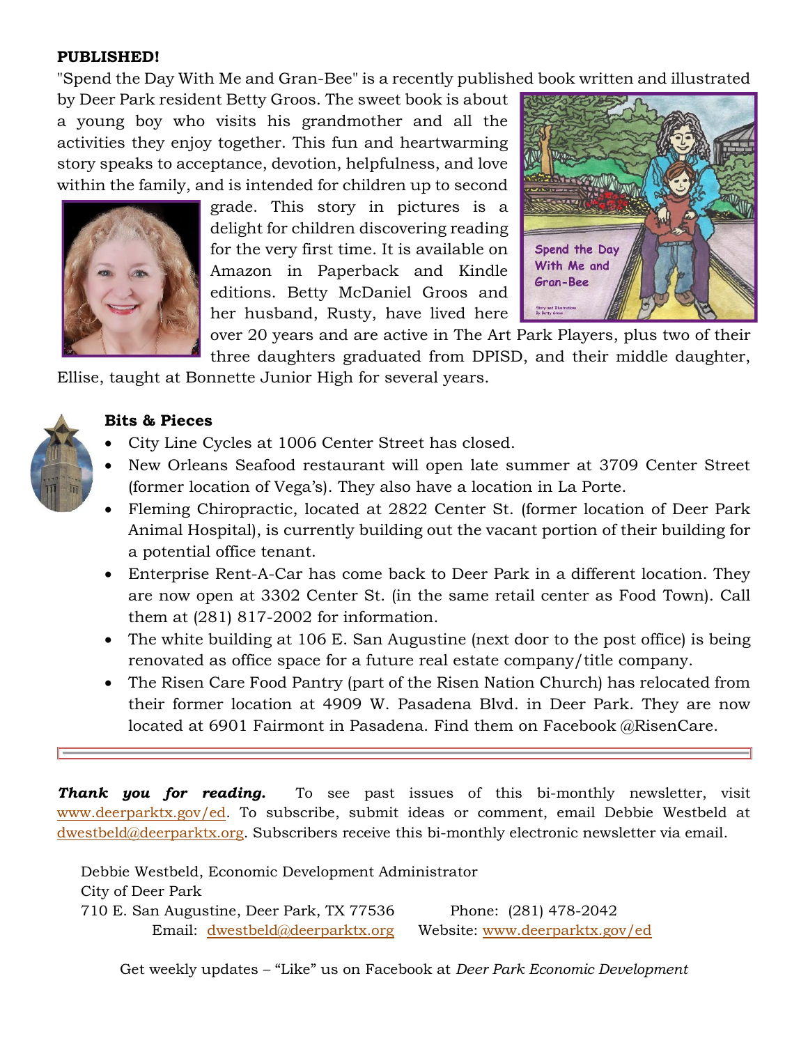**PUBLISHED!**

"Spend the Day With Me and Gran-Bee" is a recently published book written and illustrated by Deer Park resident Betty Groos. The sweet book is about a young boy who visits his grandmother and all the activities they enjoy together. This fun and heartwarming story speaks to acceptance, devotion, helpfulness, and love within the family, and is intended for children up to second grade. This story in pictures is a delight for children discovering reading for the very first time. It is available on Amazon in Paperback and Kindle editions. Betty McDaniel Groos and her husband, Rusty, have lived here over 20 years and are active in The Art Park Players, plus two of their three daughters graduated from DPISD, and their middle daughter, Ellise, taught at Bonnette Junior High for several years.

**Bits & Pieces**

- City Line Cycles at 1006 Center Street has closed.
- New Orleans Seafood restaurant will open late summer at 3709 Center Street (former location of Vega's). They also have a location in La Porte.
- Fleming Chiropractic, located at 2822 Center St. (former location of Deer Park Animal Hospital), is currently building out the vacant portion of their building for a potential office tenant.
- Enterprise Rent-A-Car has come back to Deer Park in a different location. They are now open at 3302 Center St. (in the same retail center as Food Town). Call them at (281) 817-2002 for information.
- The white building at 106 E. San Augustine (next door to the post office) is being renovated as office space for a future real estate company/title company.
- The Risen Care Food Pantry (part of the Risen Nation Church) has relocated from their former location at 4909 W. Pasadena Blvd. in Deer Park. They are now located at 6901 Fairmont in Pasadena. Find them on Facebook @RisenCare.

---

***Thank you for reading.*** To see past issues of this bi-monthly newsletter, visit www.deerparktx.gov/ed. To subscribe, submit ideas or comment, email Debbie Westbeld at dwestbeld@deerparktx.org. Subscribers receive this bi-monthly electronic newsletter via email.

Debbie Westbeld, Economic Development Administrator
City of Deer Park
710 E. San Augustine, Deer Park, TX 77536 Phone: (281) 478-2042
Email: dwestbeld@deerparktx.org Website: www.deerparktx.gov/ed

Get weekly updates – "Like" us on Facebook at *Deer Park Economic Development*